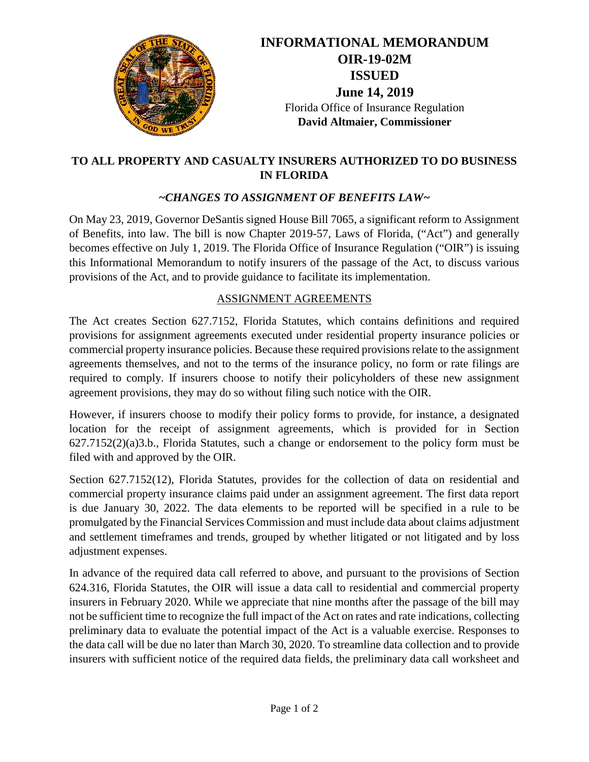# INFORMATIONAL MEMORANDUM OIR-19-02M ISSUED June 14, 2019

Florida Office of Insurance Regulation
**David Altmaier, Commissioner**

## TO ALL PROPERTY AND CASUALTY INSURERS AUTHORIZED TO DO BUSINESS IN FLORIDA

### *~CHANGES TO ASSIGNMENT OF BENEFITS LAW~*

On May 23, 2019, Governor DeSantis signed House Bill 7065, a significant reform to Assignment of Benefits, into law. The bill is now Chapter 2019-57, Laws of Florida, ("Act") and generally becomes effective on July 1, 2019. The Florida Office of Insurance Regulation ("OIR") is issuing this Informational Memorandum to notify insurers of the passage of the Act, to discuss various provisions of the Act, and to provide guidance to facilitate its implementation.

### ASSIGNMENT AGREEMENTS

The Act creates Section 627.7152, Florida Statutes, which contains definitions and required provisions for assignment agreements executed under residential property insurance policies or commercial property insurance policies. Because these required provisions relate to the assignment agreements themselves, and not to the terms of the insurance policy, no form or rate filings are required to comply. If insurers choose to notify their policyholders of these new assignment agreement provisions, they may do so without filing such notice with the OIR.

However, if insurers choose to modify their policy forms to provide, for instance, a designated location for the receipt of assignment agreements, which is provided for in Section 627.7152(2)(a)3.b., Florida Statutes, such a change or endorsement to the policy form must be filed with and approved by the OIR.

Section 627.7152(12), Florida Statutes, provides for the collection of data on residential and commercial property insurance claims paid under an assignment agreement. The first data report is due January 30, 2022. The data elements to be reported will be specified in a rule to be promulgated by the Financial Services Commission and must include data about claims adjustment and settlement timeframes and trends, grouped by whether litigated or not litigated and by loss adjustment expenses.

In advance of the required data call referred to above, and pursuant to the provisions of Section 624.316, Florida Statutes, the OIR will issue a data call to residential and commercial property insurers in February 2020. While we appreciate that nine months after the passage of the bill may not be sufficient time to recognize the full impact of the Act on rates and rate indications, collecting preliminary data to evaluate the potential impact of the Act is a valuable exercise. Responses to the data call will be due no later than March 30, 2020. To streamline data collection and to provide insurers with sufficient notice of the required data fields, the preliminary data call worksheet and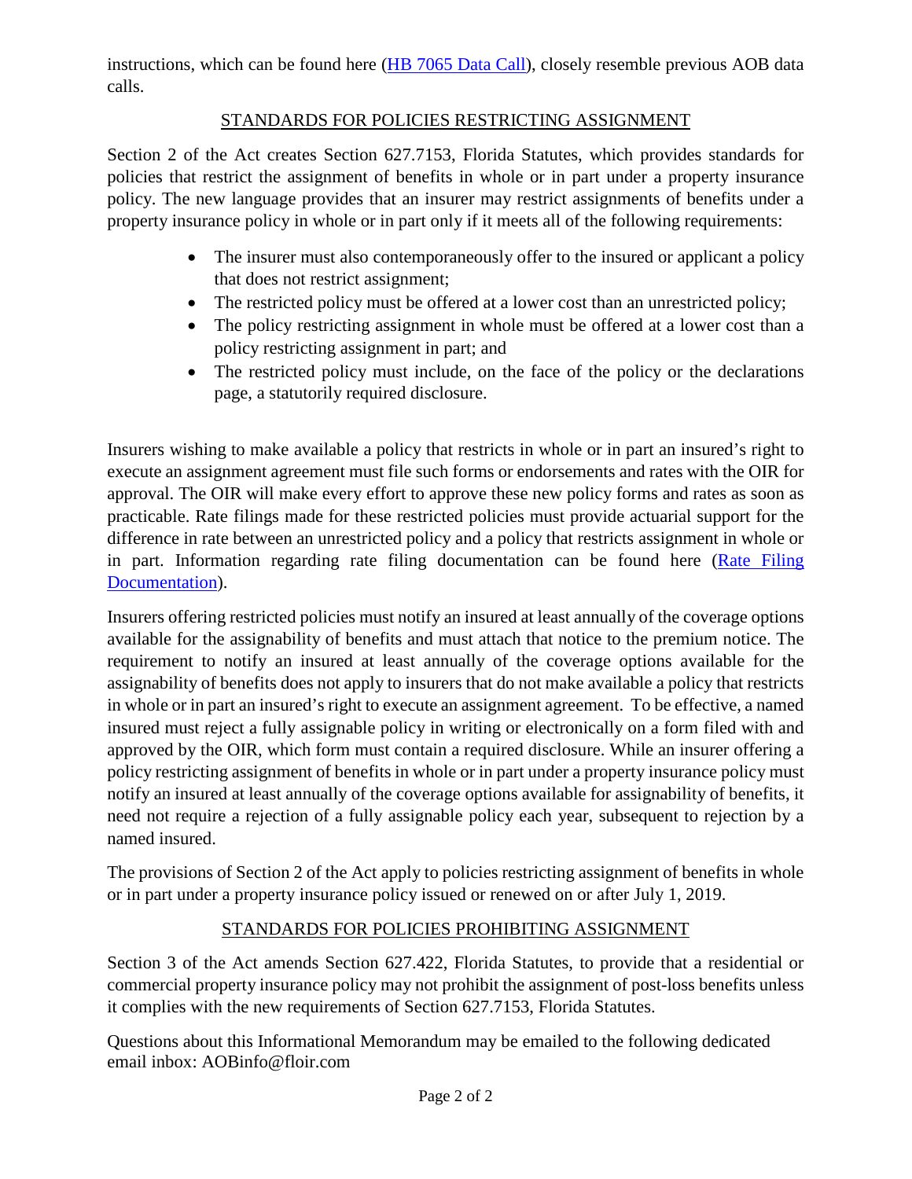instructions, which can be found here (HB 7065 Data Call), closely resemble previous AOB data calls.

## STANDARDS FOR POLICIES RESTRICTING ASSIGNMENT

Section 2 of the Act creates Section 627.7153, Florida Statutes, which provides standards for policies that restrict the assignment of benefits in whole or in part under a property insurance policy. The new language provides that an insurer may restrict assignments of benefits under a property insurance policy in whole or in part only if it meets all of the following requirements:

- The insurer must also contemporaneously offer to the insured or applicant a policy that does not restrict assignment;
- The restricted policy must be offered at a lower cost than an unrestricted policy;
- The policy restricting assignment in whole must be offered at a lower cost than a policy restricting assignment in part; and
- The restricted policy must include, on the face of the policy or the declarations page, a statutorily required disclosure.

Insurers wishing to make available a policy that restricts in whole or in part an insured's right to execute an assignment agreement must file such forms or endorsements and rates with the OIR for approval. The OIR will make every effort to approve these new policy forms and rates as soon as practicable. Rate filings made for these restricted policies must provide actuarial support for the difference in rate between an unrestricted policy and a policy that restricts assignment in whole or in part. Information regarding rate filing documentation can be found here (Rate Filing Documentation).

Insurers offering restricted policies must notify an insured at least annually of the coverage options available for the assignability of benefits and must attach that notice to the premium notice. The requirement to notify an insured at least annually of the coverage options available for the assignability of benefits does not apply to insurers that do not make available a policy that restricts in whole or in part an insured's right to execute an assignment agreement. To be effective, a named insured must reject a fully assignable policy in writing or electronically on a form filed with and approved by the OIR, which form must contain a required disclosure. While an insurer offering a policy restricting assignment of benefits in whole or in part under a property insurance policy must notify an insured at least annually of the coverage options available for assignability of benefits, it need not require a rejection of a fully assignable policy each year, subsequent to rejection by a named insured.

The provisions of Section 2 of the Act apply to policies restricting assignment of benefits in whole or in part under a property insurance policy issued or renewed on or after July 1, 2019.

## STANDARDS FOR POLICIES PROHIBITING ASSIGNMENT

Section 3 of the Act amends Section 627.422, Florida Statutes, to provide that a residential or commercial property insurance policy may not prohibit the assignment of post-loss benefits unless it complies with the new requirements of Section 627.7153, Florida Statutes.

Questions about this Informational Memorandum may be emailed to the following dedicated email inbox: AOBinfo@floir.com